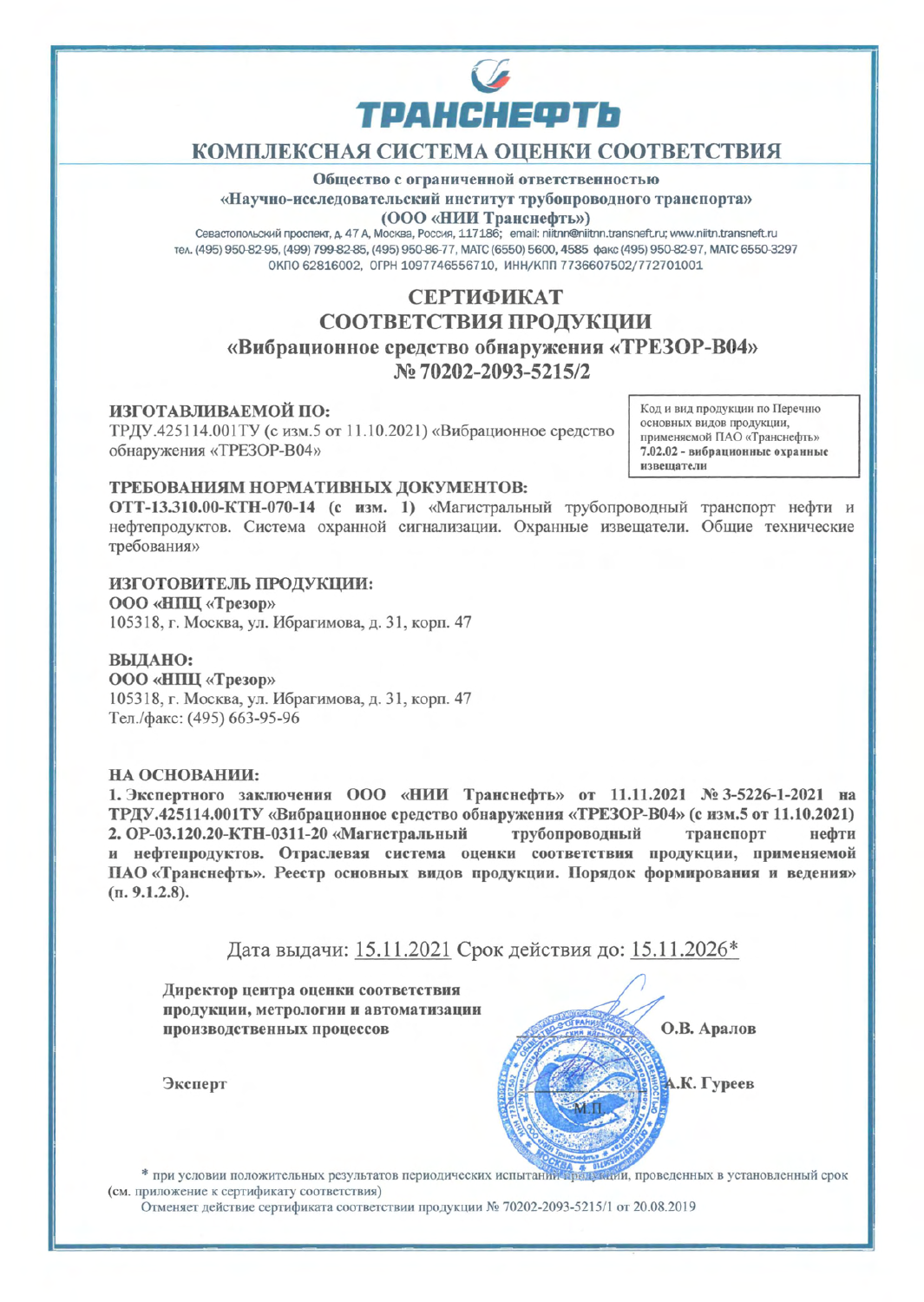# ТРАНСНЕФТЬ

## КОМПЛЕКСНАЯ СИСТЕМА ОЦЕНКИ СООТВЕТСТВИЯ

**Общество с ограниченной ответственностью**
**«Научно-исследовательский институт трубопроводного транспорта»**
**(ООО «НИИ Транснефть»)**

Севастопольский проспект, д. 47 А, Москва, Россия, 117186; email: niitnn@niitnn.transneft.ru; www.niitn.transneft.ru
тел. (495) 950-82-95, (499) 799-82-85, (495) 950-86-77, МАТС (6550) 5600, 4585 факс (495) 950-82-97, МАТС 6550-3297
ОКПО 62816002, ОГРН 1097746556710, ИНН/КПП 7736607502/772701001

# СЕРТИФИКАТ
# СООТВЕТСТВИЯ ПРОДУКЦИИ
## «Вибрационное средство обнаружения «ТРЕЗОР-В04»
## № 70202-2093-5215/2

**ИЗГОТАВЛИВАЕМОЙ ПО:**
ТРДУ.425114.001ТУ (с изм.5 от 11.10.2021) «Вибрационное средство обнаружения «ТРЕЗОР-В04»

Код и вид продукции по Перечню основных видов продукции, применяемой ПАО «Транснефть»
**7.02.02 - вибрационные охранные извещатели**

**ТРЕБОВАНИЯМ НОРМАТИВНЫХ ДОКУМЕНТОВ:**
**ОТТ-13.310.00-КТН-070-14 (с изм. 1)** «Магистральный трубопроводный транспорт нефти и нефтепродуктов. Система охранной сигнализации. Охранные извещатели. Общие технические требования»

**ИЗГОТОВИТЕЛЬ ПРОДУКЦИИ:**
**ООО «НПЦ «Трезор»**
105318, г. Москва, ул. Ибрагимова, д. 31, корп. 47

**ВЫДАНО:**
**ООО «НПЦ «Трезор»**
105318, г. Москва, ул. Ибрагимова, д. 31, корп. 47
Тел./факс: (495) 663-95-96

**НА ОСНОВАНИИ:**
**1. Экспертного заключения ООО «НИИ Транснефть» от 11.11.2021 № 3-5226-1-2021 на ТРДУ.425114.001ТУ «Вибрационное средство обнаружения «ТРЕЗОР-В04» (с изм.5 от 11.10.2021)**
**2. ОР-03.120.20-КТН-0311-20 «Магистральный трубопроводный транспорт нефти и нефтепродуктов. Отраслевая система оценки соответствия продукции, применяемой ПАО «Транснефть». Реестр основных видов продукции. Порядок формирования и ведения» (п. 9.1.2.8).**

Дата выдачи: 15.11.2021 Срок действия до: 15.11.2026*

**Директор центра оценки соответствия продукции, метрологии и автоматизации производственных процессов** **О.В. Аралов**

**Эксперт** **А.К. Гуреев**

М.П.

\* при условии положительных результатов периодических испытаний продукции, проведенных в установленный срок (см. приложение к сертификату соответствия)

Отменяет действие сертификата соответствия продукции № 70202-2093-5215/1 от 20.08.2019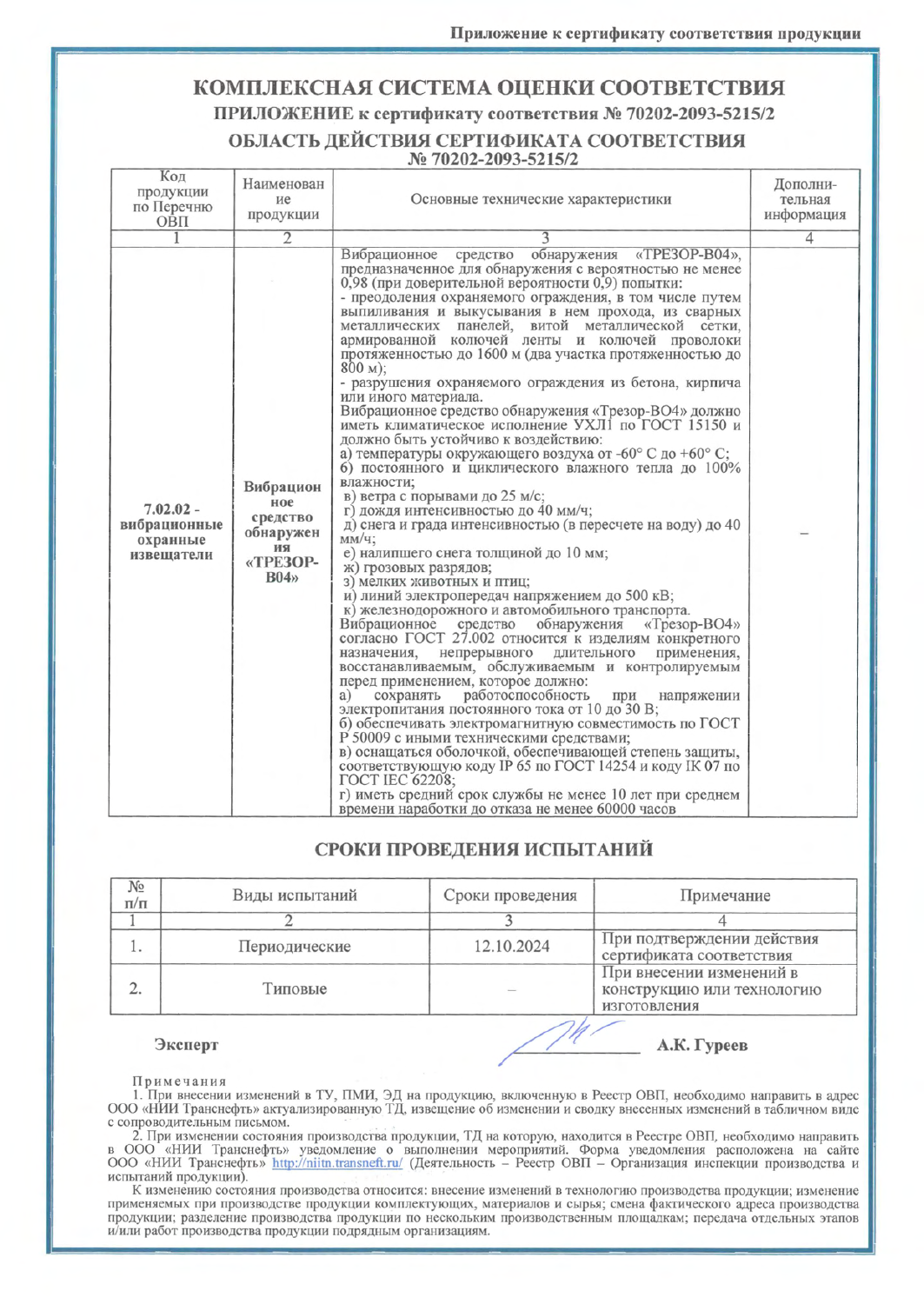Приложение к сертификату соответствия продукции

# КОМПЛЕКСНАЯ СИСТЕМА ОЦЕНКИ СООТВЕТСТВИЯ

## ПРИЛОЖЕНИЕ к сертификату соответствия № 70202-2093-5215/2

## ОБЛАСТЬ ДЕЙСТВИЯ СЕРТИФИКАТА СООТВЕТСТВИЯ № 70202-2093-5215/2

| Код продукции по Перечню ОВП | Наименование продукции | Основные технические характеристики | Дополнительная информация |
|---|---|---|---|
| 1 | 2 | 3 | 4 |
| **7.02.02 - вибрационные охранные извещатели** | **Вибрационное средство обнаружения «ТРЕЗОР-В04»** | Вибрационное средство обнаружения «ТРЕЗОР-В04», предназначенное для обнаружения с вероятностью не менее 0,98 (при доверительной вероятности 0,9) попытки:<br>- преодоления охраняемого ограждения, в том числе путем выпиливания и выкусывания в нем прохода, из сварных металлических панелей, витой металлической сетки, армированной колючей ленты и колючей проволоки протяженностью до 1600 м (два участка протяженностью до 800 м);<br>- разрушения охраняемого ограждения из бетона, кирпича или иного материала.<br>Вибрационное средство обнаружения «Трезор-В04» должно иметь климатическое исполнение УХЛ1 по ГОСТ 15150 и должно быть устойчиво к воздействию:<br>а) температуры окружающего воздуха от -60° С до +60° С;<br>б) постоянного и циклического влажного тепла до 100% влажности;<br>в) ветра с порывами до 25 м/с;<br>г) дождя интенсивностью до 40 мм/ч;<br>д) снега и града интенсивностью (в пересчете на воду) до 40 мм/ч;<br>е) налипшего снега толщиной до 10 мм;<br>ж) грозовых разрядов;<br>з) мелких животных и птиц;<br>и) линий электропередач напряжением до 500 кВ;<br>к) железнодорожного и автомобильного транспорта.<br>Вибрационное средство обнаружения «Трезор-В04» согласно ГОСТ 27.002 относится к изделиям конкретного назначения, непрерывного длительного применения, восстанавливаемым, обслуживаемым и контролируемым перед применением, которое должно:<br>а) сохранять работоспособность при напряжении электропитания постоянного тока от 10 до 30 В;<br>б) обеспечивать электромагнитную совместимость по ГОСТ Р 50009 с иными техническими средствами;<br>в) оснащаться оболочкой, обеспечивающей степень защиты, соответствующую коду IP 65 по ГОСТ 14254 и коду IK 07 по ГОСТ IEC 62208;<br>г) иметь средний срок службы не менее 10 лет при среднем времени наработки до отказа не менее 60000 часов | – |

## СРОКИ ПРОВЕДЕНИЯ ИСПЫТАНИЙ

| № п/п | Виды испытаний | Сроки проведения | Примечание |
|---|---|---|---|
| 1 | 2 | 3 | 4 |
| 1. | Периодические | 12.10.2024 | При подтверждении действия сертификата соответствия |
| 2. | Типовые | – | При внесении изменений в конструкцию или технологию изготовления |

**Эксперт** **А.К. Гуреев**

Примечания

1. При внесении изменений в ТУ, ПМИ, ЭД на продукцию, включенную в Реестр ОВП, необходимо направить в адрес ООО «НИИ Транснефть» актуализированную ТД, извещение об изменении и сводку внесенных изменений в табличном виде с сопроводительным письмом.
2. При изменении состояния производства продукции, ТД на которую, находится в Реестре ОВП, необходимо направить в ООО «НИИ Транснефть» уведомление о выполнении мероприятий. Форма уведомления расположена на сайте ООО «НИИ Транснефть» http://niitn.transneft.ru/ (Деятельность – Реестр ОВП – Организация инспекции производства и испытаний продукции).

К изменению состояния производства относится: внесение изменений в технологию производства продукции; изменение применяемых при производстве продукции комплектующих, материалов и сырья; смена фактического адреса производства продукции; разделение производства продукции по нескольким производственным площадкам; передача отдельных этапов и/или работ производства продукции подрядным организациям.